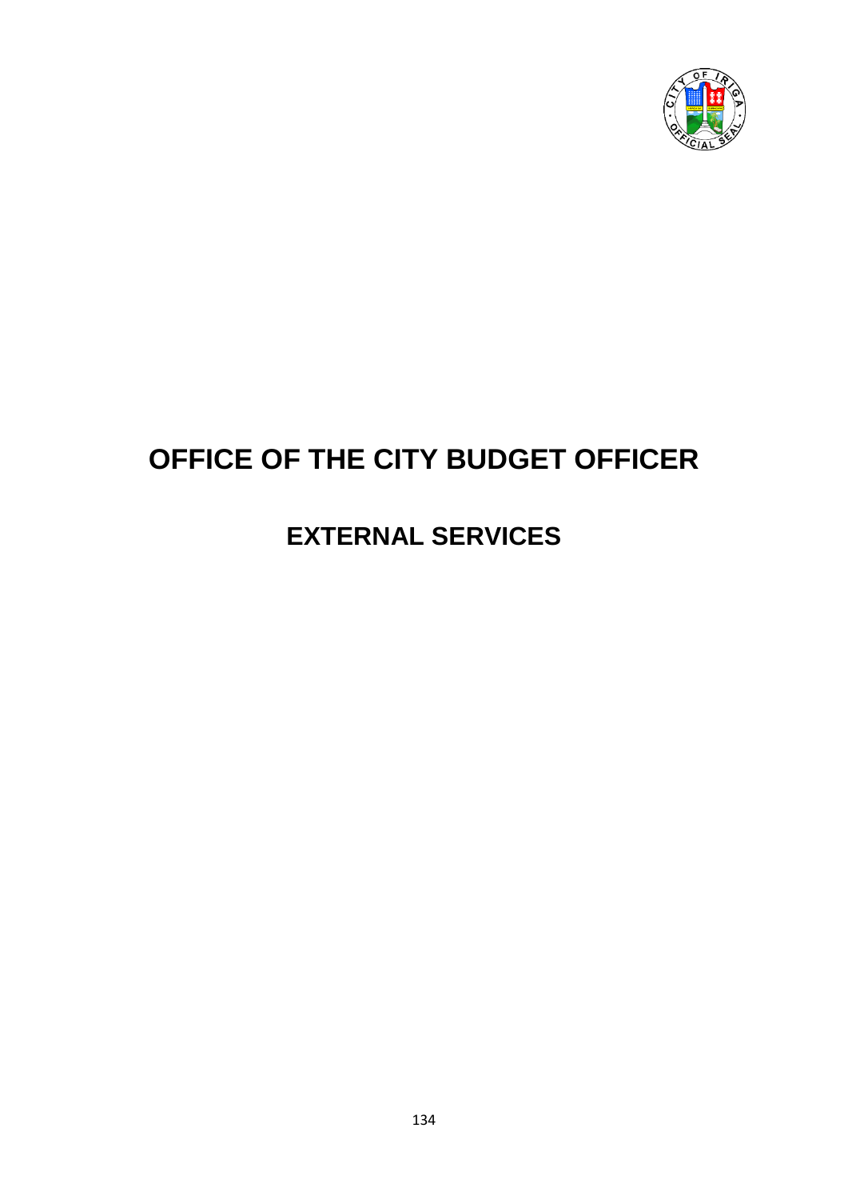# OFFICE OF THE CITY BUDGET OFFICER

## EXTERNAL SERVICES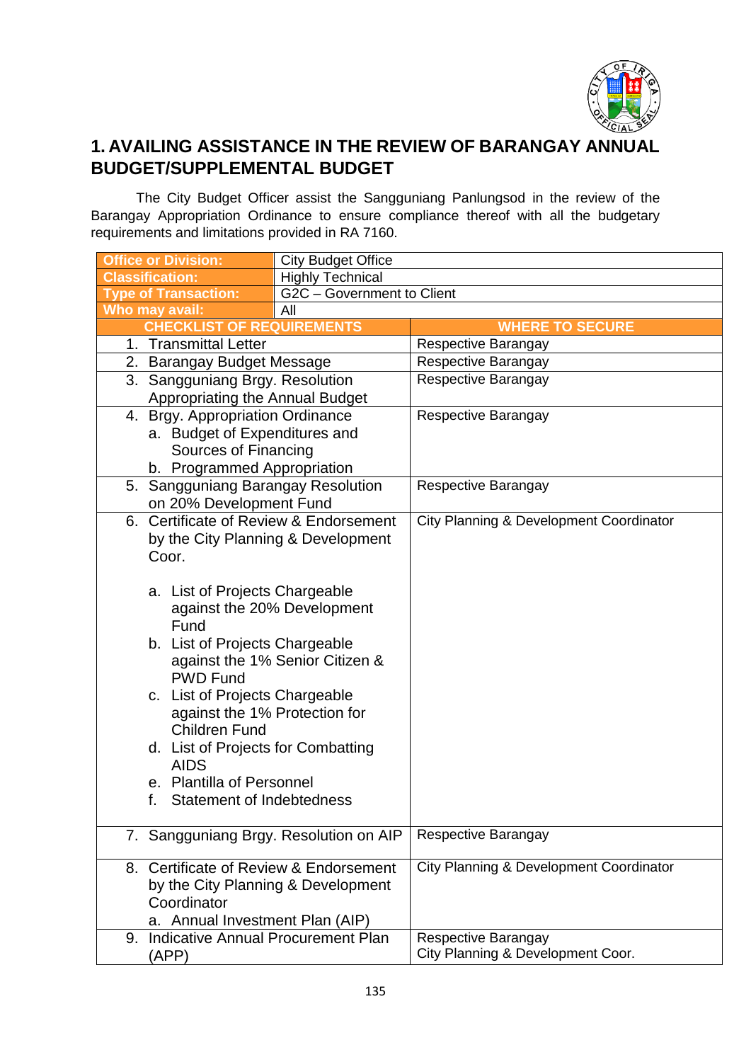## 1. AVAILING ASSISTANCE IN THE REVIEW OF BARANGAY ANNUAL BUDGET/SUPPLEMENTAL BUDGET

The City Budget Officer assist the Sangguniang Panlungsod in the review of the Barangay Appropriation Ordinance to ensure compliance thereof with all the budgetary requirements and limitations provided in RA 7160.

| **Office or Division:** | City Budget Office |
|---|---|
| **Classification:** | Highly Technical |
| **Type of Transaction:** | G2C – Government to Client |
| **Who may avail:** | All |

| CHECKLIST OF REQUIREMENTS | WHERE TO SECURE |
|---|---|
| 1. Transmittal Letter | Respective Barangay |
| 2. Barangay Budget Message | Respective Barangay |
| 3. Sangguniang Brgy. Resolution Appropriating the Annual Budget | Respective Barangay |
| 4. Brgy. Appropriation Ordinance<br>a. Budget of Expenditures and Sources of Financing<br>b. Programmed Appropriation | Respective Barangay |
| 5. Sangguniang Barangay Resolution on 20% Development Fund | Respective Barangay |
| 6. Certificate of Review & Endorsement by the City Planning & Development Coor.<br>a. List of Projects Chargeable against the 20% Development Fund<br>b. List of Projects Chargeable against the 1% Senior Citizen & PWD Fund<br>c. List of Projects Chargeable against the 1% Protection for Children Fund<br>d. List of Projects for Combatting AIDS<br>e. Plantilla of Personnel<br>f. Statement of Indebtedness | City Planning & Development Coordinator |
| 7. Sangguniang Brgy. Resolution on AIP | Respective Barangay |
| 8. Certificate of Review & Endorsement by the City Planning & Development Coordinator<br>a. Annual Investment Plan (AIP) | City Planning & Development Coordinator |
| 9. Indicative Annual Procurement Plan (APP) | Respective Barangay<br>City Planning & Development Coor. |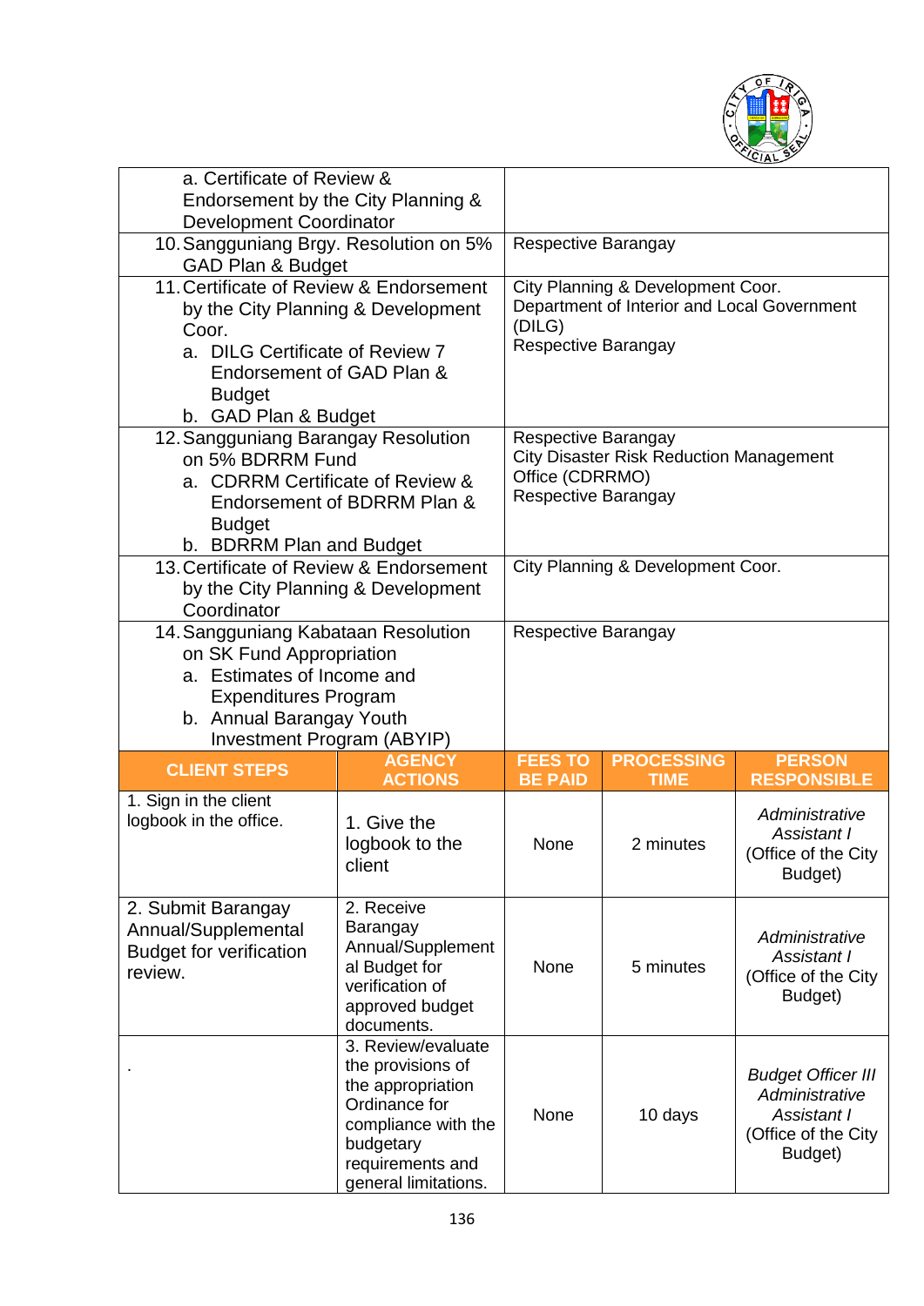| | |
|---|---|
| a. Certificate of Review & Endorsement by the City Planning & Development Coordinator | |
| 10. Sangguniang Brgy. Resolution on 5% GAD Plan & Budget | Respective Barangay |
| 11. Certificate of Review & Endorsement by the City Planning & Development Coor.<br>a. DILG Certificate of Review 7 Endorsement of GAD Plan & Budget<br>b. GAD Plan & Budget | City Planning & Development Coor.<br>Department of Interior and Local Government (DILG)<br>Respective Barangay |
| 12. Sangguniang Barangay Resolution on 5% BDRRM Fund<br>a. CDRRM Certificate of Review & Endorsement of BDRRM Plan & Budget<br>b. BDRRM Plan and Budget | Respective Barangay<br>City Disaster Risk Reduction Management Office (CDRRMO)<br>Respective Barangay |
| 13. Certificate of Review & Endorsement by the City Planning & Development Coordinator | City Planning & Development Coor. |
| 14. Sangguniang Kabataan Resolution on SK Fund Appropriation<br>a. Estimates of Income and Expenditures Program<br>b. Annual Barangay Youth Investment Program (ABYIP) | Respective Barangay |

| CLIENT STEPS | AGENCY ACTIONS | FEES TO BE PAID | PROCESSING TIME | PERSON RESPONSIBLE |
|---|---|---|---|---|
| 1. Sign in the client logbook in the office. | 1. Give the logbook to the client | None | 2 minutes | *Administrative Assistant I* (Office of the City Budget) |
| 2. Submit Barangay Annual/Supplemental Budget for verification review. | 2. Receive Barangay Annual/Supplemental Budget for verification of approved budget documents. | None | 5 minutes | *Administrative Assistant I* (Office of the City Budget) |
| . | 3. Review/evaluate the provisions of the appropriation Ordinance for compliance with the budgetary requirements and general limitations. | None | 10 days | *Budget Officer III*<br>*Administrative Assistant I* (Office of the City Budget) |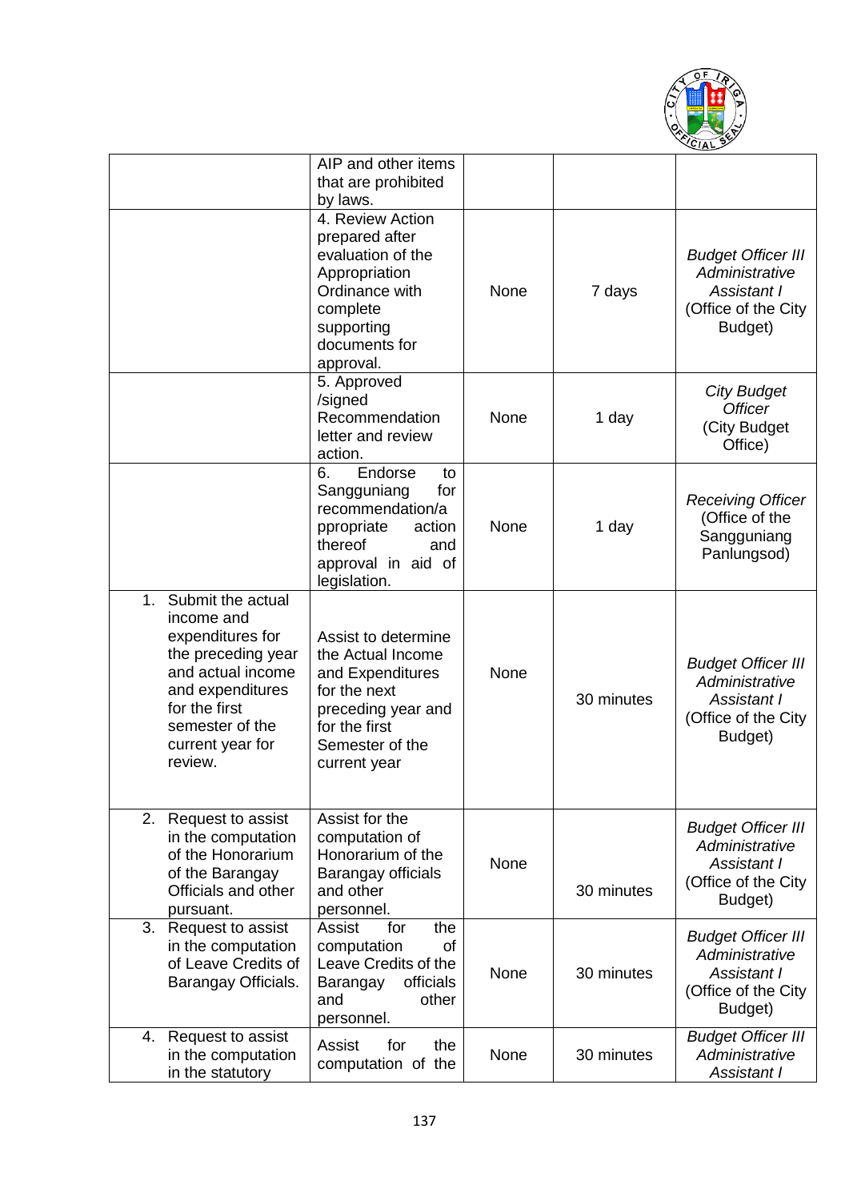| | | | | |
|---|---|---|---|---|
| | AIP and other items that are prohibited by laws. | | | |
| | 4. Review Action prepared after evaluation of the Appropriation Ordinance with complete supporting documents for approval. | None | 7 days | *Budget Officer III* *Administrative Assistant I* (Office of the City Budget) |
| | 5. Approved /signed Recommendation letter and review action. | None | 1 day | *City Budget Officer* (City Budget Office) |
| | 6. Endorse to Sangguniang for recommendation/appropriate action thereof and approval in aid of legislation. | None | 1 day | *Receiving Officer* (Office of the Sangguniang Panlungsod) |
| 1. Submit the actual income and expenditures for the preceding year and actual income and expenditures for the first semester of the current year for review. | Assist to determine the Actual Income and Expenditures for the next preceding year and for the first Semester of the current year | None | 30 minutes | *Budget Officer III* *Administrative Assistant I* (Office of the City Budget) |
| 2. Request to assist in the computation of the Honorarium of the Barangay Officials and other pursuant. | Assist for the computation of Honorarium of the Barangay officials and other personnel. | None | 30 minutes | *Budget Officer III* *Administrative Assistant I* (Office of the City Budget) |
| 3. Request to assist in the computation of Leave Credits of Barangay Officials. | Assist for the computation of Leave Credits of the Barangay officials and other personnel. | None | 30 minutes | *Budget Officer III* *Administrative Assistant I* (Office of the City Budget) |
| 4. Request to assist in the computation in the statutory | Assist for the computation of the | None | 30 minutes | *Budget Officer III* *Administrative Assistant I* |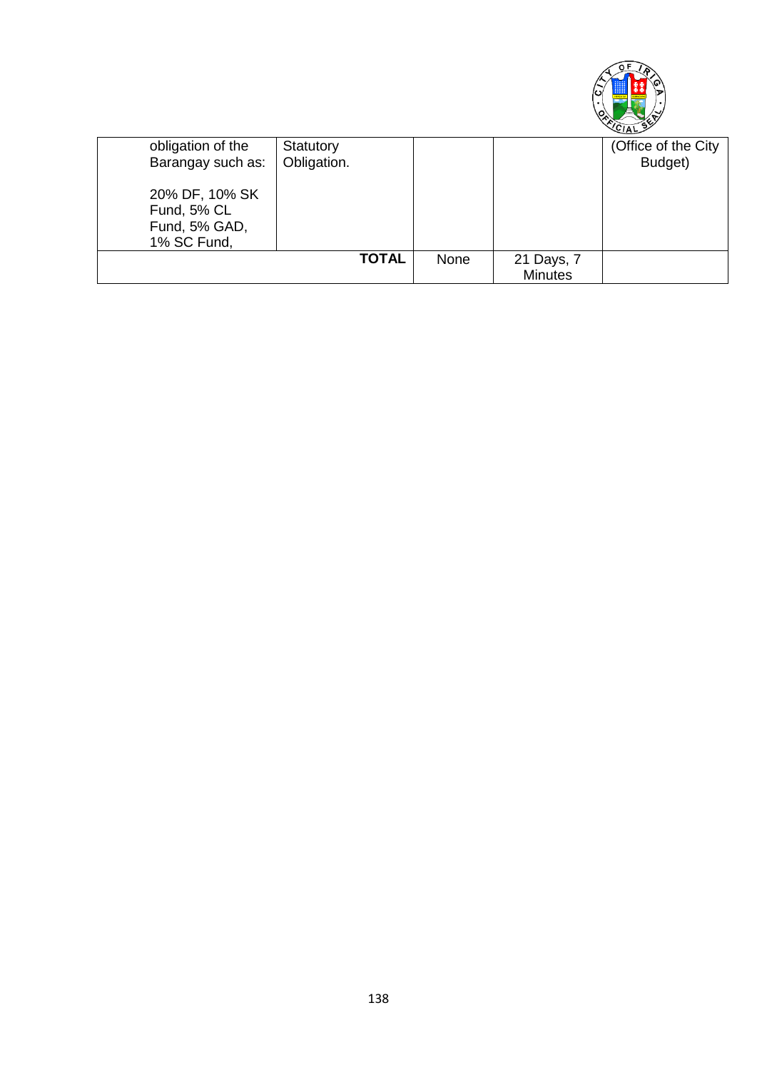| | | | | |
|---|---|---|---|---|
| obligation of the Barangay such as:<br><br>20% DF, 10% SK Fund, 5% CL Fund, 5% GAD, 1% SC Fund, | Statutory Obligation. | | | (Office of the City Budget) |
| | **TOTAL** | None | 21 Days, 7 Minutes | |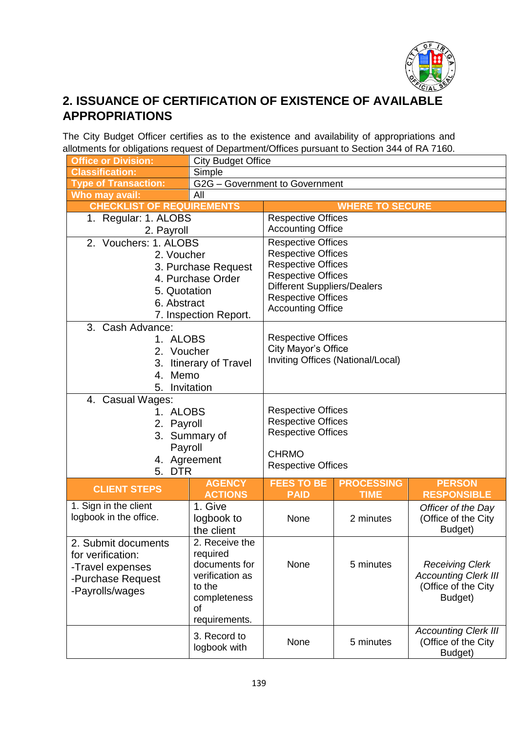## 2. ISSUANCE OF CERTIFICATION OF EXISTENCE OF AVAILABLE APPROPRIATIONS

The City Budget Officer certifies as to the existence and availability of appropriations and allotments for obligations request of Department/Offices pursuant to Section 344 of RA 7160.

| **Office or Division:** | City Budget Office |
|---|---|
| **Classification:** | Simple |
| **Type of Transaction:** | G2G – Government to Government |
| **Who may avail:** | All |

| CHECKLIST OF REQUIREMENTS | WHERE TO SECURE |
|---|---|
| 1. Regular: 1. ALOBS<br>2. Payroll | Respective Offices<br>Accounting Office |
| 2. Vouchers: 1. ALOBS<br>2. Voucher<br>3. Purchase Request<br>4. Purchase Order<br>5. Quotation<br>6. Abstract<br>7. Inspection Report. | Respective Offices<br>Respective Offices<br>Respective Offices<br>Respective Offices<br>Different Suppliers/Dealers<br>Respective Offices<br>Accounting Office |
| 3. Cash Advance:<br>1. ALOBS<br>2. Voucher<br>3. Itinerary of Travel<br>4. Memo<br>5. Invitation | Respective Offices<br>City Mayor's Office<br>Inviting Offices (National/Local) |
| 4. Casual Wages:<br>1. ALOBS<br>2. Payroll<br>3. Summary of Payroll<br>4. Agreement<br>5. DTR | Respective Offices<br>Respective Offices<br>Respective Offices<br>CHRMO<br>Respective Offices |

| CLIENT STEPS | AGENCY ACTIONS | FEES TO BE PAID | PROCESSING TIME | PERSON RESPONSIBLE |
|---|---|---|---|---|
| 1. Sign in the client logbook in the office. | 1. Give logbook to the client | None | 2 minutes | *Officer of the Day* (Office of the City Budget) |
| 2. Submit documents for verification:<br>-Travel expenses<br>-Purchase Request<br>-Payrolls/wages | 2. Receive the required documents for verification as to the completeness of requirements. | None | 5 minutes | *Receiving Clerk Accounting Clerk III* (Office of the City Budget) |
| | 3. Record to logbook with | None | 5 minutes | *Accounting Clerk III* (Office of the City Budget) |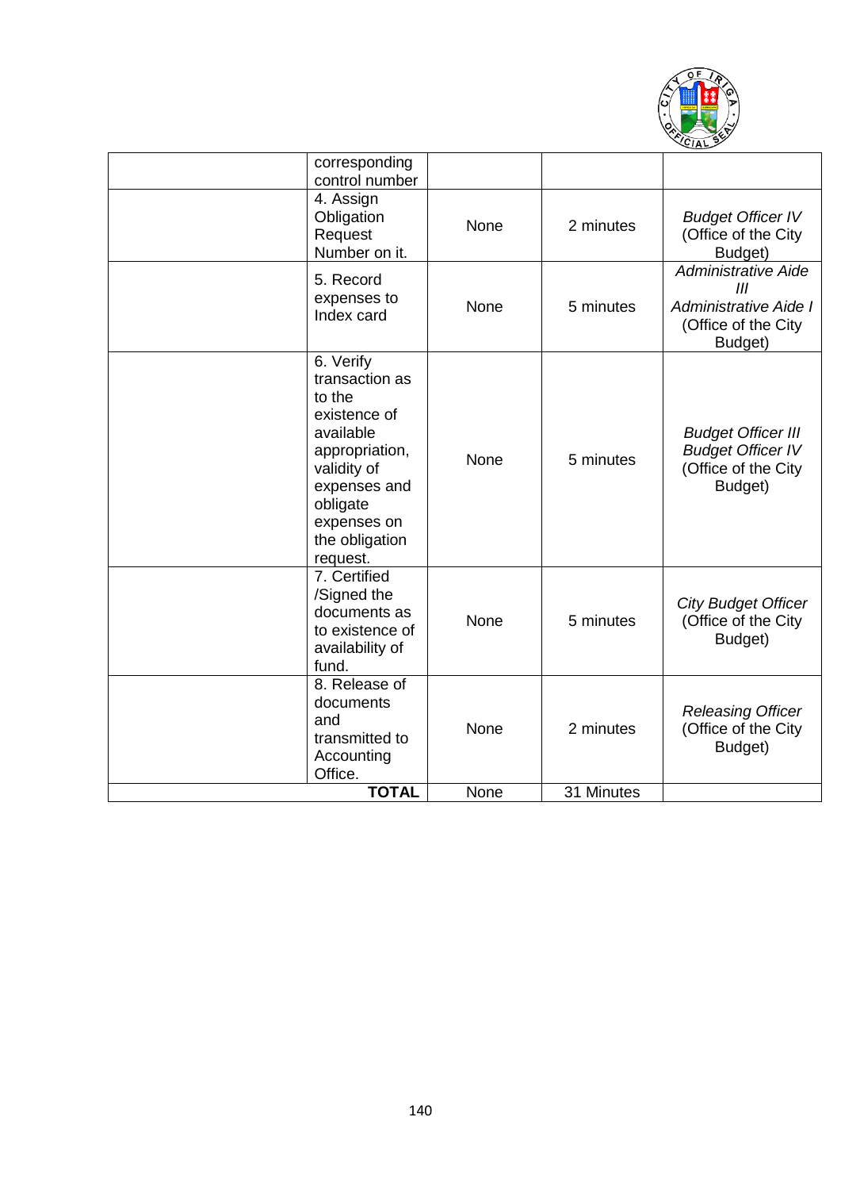| | | | | |
|---|---|---|---|---|
| | corresponding control number | | | |
| | 4. Assign Obligation Request Number on it. | None | 2 minutes | *Budget Officer IV* (Office of the City Budget) |
| | 5. Record expenses to Index card | None | 5 minutes | *Administrative Aide III* *Administrative Aide I* (Office of the City Budget) |
| | 6. Verify transaction as to the existence of available appropriation, validity of expenses and obligate expenses on the obligation request. | None | 5 minutes | *Budget Officer III* *Budget Officer IV* (Office of the City Budget) |
| | 7. Certified /Signed the documents as to existence of availability of fund. | None | 5 minutes | *City Budget Officer* (Office of the City Budget) |
| | 8. Release of documents and transmitted to Accounting Office. | None | 2 minutes | *Releasing Officer* (Office of the City Budget) |
| | **TOTAL** | None | 31 Minutes | |